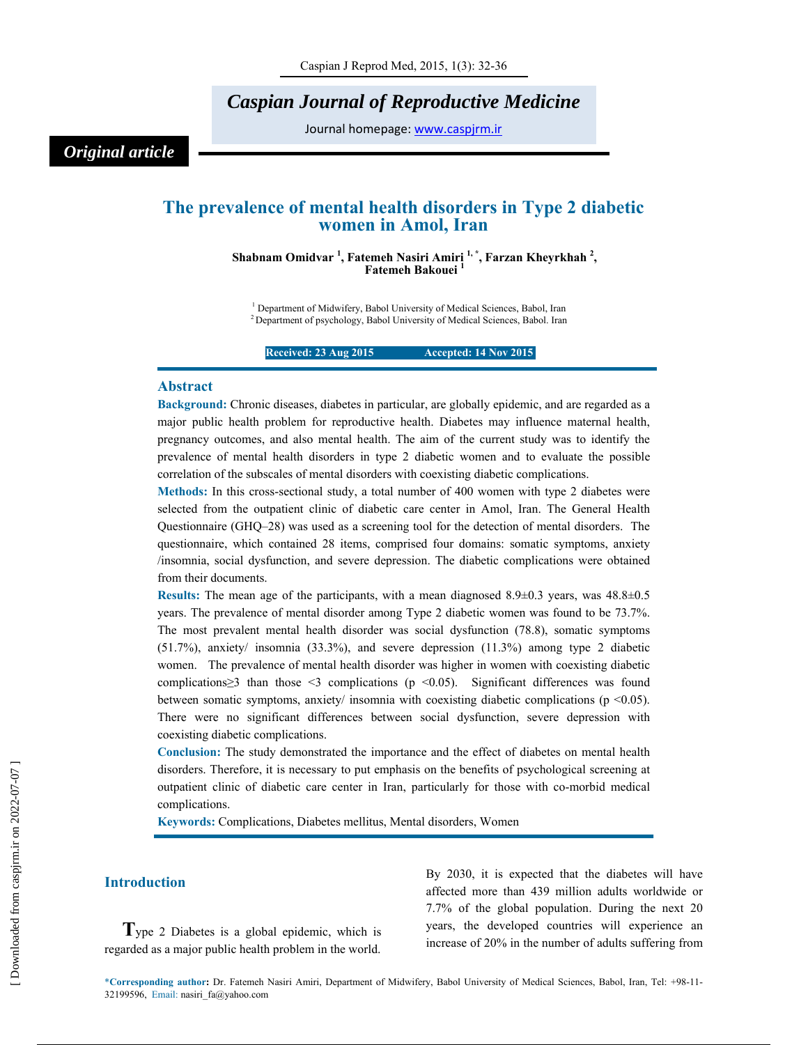*Caspian Journal of Reproductive Medicine*

Journal homepage: www.caspjrm.ir

***Original article***

# The prevalence of mental health disorders in Type 2 diabetic women in Amol, Iran

**Shabnam Omidvar [1], Fatemeh Nasiri Amiri [1,*], Farzan Kheyrkhah [2], Fatemeh Bakouei [1]**

[1] Department of Midwifery, Babol University of Medical Sciences, Babol, Iran
[2] Department of psychology, Babol University of Medical Sciences, Babol. Iran

**Received: 23 Aug 2015 Accepted: 14 Nov 2015**

## Abstract

**Background:** Chronic diseases, diabetes in particular, are globally epidemic, and are regarded as a major public health problem for reproductive health. Diabetes may influence maternal health, pregnancy outcomes, and also mental health. The aim of the current study was to identify the prevalence of mental health disorders in type 2 diabetic women and to evaluate the possible correlation of the subscales of mental disorders with coexisting diabetic complications.

**Methods:** In this cross-sectional study, a total number of 400 women with type 2 diabetes were selected from the outpatient clinic of diabetic care center in Amol, Iran. The General Health Questionnaire (GHQ–28) was used as a screening tool for the detection of mental disorders. The questionnaire, which contained 28 items, comprised four domains: somatic symptoms, anxiety /insomnia, social dysfunction, and severe depression. The diabetic complications were obtained from their documents.

**Results:** The mean age of the participants, with a mean diagnosed 8.9±0.3 years, was 48.8±0.5 years. The prevalence of mental disorder among Type 2 diabetic women was found to be 73.7%. The most prevalent mental health disorder was social dysfunction (78.8), somatic symptoms (51.7%), anxiety/ insomnia (33.3%), and severe depression (11.3%) among type 2 diabetic women. The prevalence of mental health disorder was higher in women with coexisting diabetic complications≥3 than those <3 complications ($p < 0.05$). Significant differences was found between somatic symptoms, anxiety/ insomnia with coexisting diabetic complications ($p < 0.05$). There were no significant differences between social dysfunction, severe depression with coexisting diabetic complications.

**Conclusion:** The study demonstrated the importance and the effect of diabetes on mental health disorders. Therefore, it is necessary to put emphasis on the benefits of psychological screening at outpatient clinic of diabetic care center in Iran, particularly for those with co-morbid medical complications.

**Keywords:** Complications, Diabetes mellitus, Mental disorders, Women

## Introduction

Type 2 Diabetes is a global epidemic, which is regarded as a major public health problem in the world. By 2030, it is expected that the diabetes will have affected more than 439 million adults worldwide or 7.7% of the global population. During the next 20 years, the developed countries will experience an increase of 20% in the number of adults suffering from

*Corresponding author: Dr. Fatemeh Nasiri Amiri, Department of Midwifery, Babol University of Medical Sciences, Babol, Iran, Tel: +98-11-32199596, Email: nasiri_fa@yahoo.com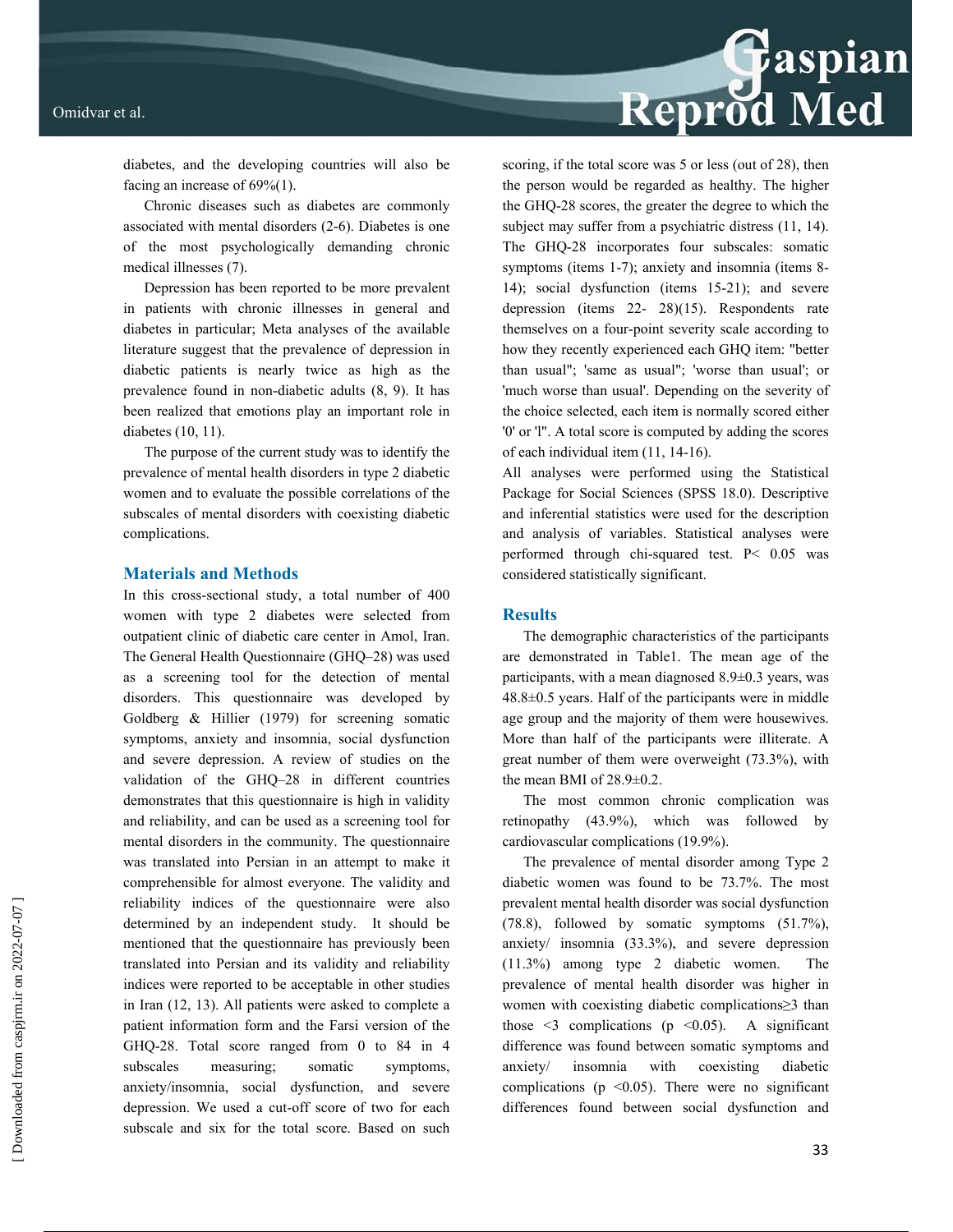diabetes, and the developing countries will also be facing an increase of 69%(1).

Chronic diseases such as diabetes are commonly associated with mental disorders (2-6). Diabetes is one of the most psychologically demanding chronic medical illnesses (7).

Depression has been reported to be more prevalent in patients with chronic illnesses in general and diabetes in particular; Meta analyses of the available literature suggest that the prevalence of depression in diabetic patients is nearly twice as high as the prevalence found in non-diabetic adults (8, 9). It has been realized that emotions play an important role in diabetes (10, 11).

The purpose of the current study was to identify the prevalence of mental health disorders in type 2 diabetic women and to evaluate the possible correlations of the subscales of mental disorders with coexisting diabetic complications.

## Materials and Methods

In this cross-sectional study, a total number of 400 women with type 2 diabetes were selected from outpatient clinic of diabetic care center in Amol, Iran. The General Health Questionnaire (GHQ–28) was used as a screening tool for the detection of mental disorders. This questionnaire was developed by Goldberg & Hillier (1979) for screening somatic symptoms, anxiety and insomnia, social dysfunction and severe depression. A review of studies on the validation of the GHQ–28 in different countries demonstrates that this questionnaire is high in validity and reliability, and can be used as a screening tool for mental disorders in the community. The questionnaire was translated into Persian in an attempt to make it comprehensible for almost everyone. The validity and reliability indices of the questionnaire were also determined by an independent study. It should be mentioned that the questionnaire has previously been translated into Persian and its validity and reliability indices were reported to be acceptable in other studies in Iran (12, 13). All patients were asked to complete a patient information form and the Farsi version of the GHQ-28. Total score ranged from 0 to 84 in 4 subscales measuring; somatic symptoms, anxiety/insomnia, social dysfunction, and severe depression. We used a cut-off score of two for each subscale and six for the total score. Based on such scoring, if the total score was 5 or less (out of 28), then the person would be regarded as healthy. The higher the GHQ-28 scores, the greater the degree to which the subject may suffer from a psychiatric distress (11, 14). The GHQ-28 incorporates four subscales: somatic symptoms (items 1-7); anxiety and insomnia (items 8-14); social dysfunction (items 15-21); and severe depression (items 22- 28)(15). Respondents rate themselves on a four-point severity scale according to how they recently experienced each GHQ item: "better than usual"; 'same as usual"; 'worse than usual'; or 'much worse than usual'. Depending on the severity of the choice selected, each item is normally scored either '0' or 'l". A total score is computed by adding the scores of each individual item (11, 14-16).

All analyses were performed using the Statistical Package for Social Sciences (SPSS 18.0). Descriptive and inferential statistics were used for the description and analysis of variables. Statistical analyses were performed through chi-squared test. $P < 0.05$ was considered statistically significant.

## Results

The demographic characteristics of the participants are demonstrated in Table1. The mean age of the participants, with a mean diagnosed 8.9±0.3 years, was 48.8±0.5 years. Half of the participants were in middle age group and the majority of them were housewives. More than half of the participants were illiterate. A great number of them were overweight (73.3%), with the mean BMI of 28.9±0.2.

The most common chronic complication was retinopathy (43.9%), which was followed by cardiovascular complications (19.9%).

The prevalence of mental disorder among Type 2 diabetic women was found to be 73.7%. The most prevalent mental health disorder was social dysfunction (78.8), followed by somatic symptoms (51.7%), anxiety/ insomnia (33.3%), and severe depression (11.3%) among type 2 diabetic women. The prevalence of mental health disorder was higher in women with coexisting diabetic complications≥3 than those <3 complications ($p < 0.05$). A significant difference was found between somatic symptoms and anxiety/ insomnia with coexisting diabetic complications ($p < 0.05$). There were no significant differences found between social dysfunction and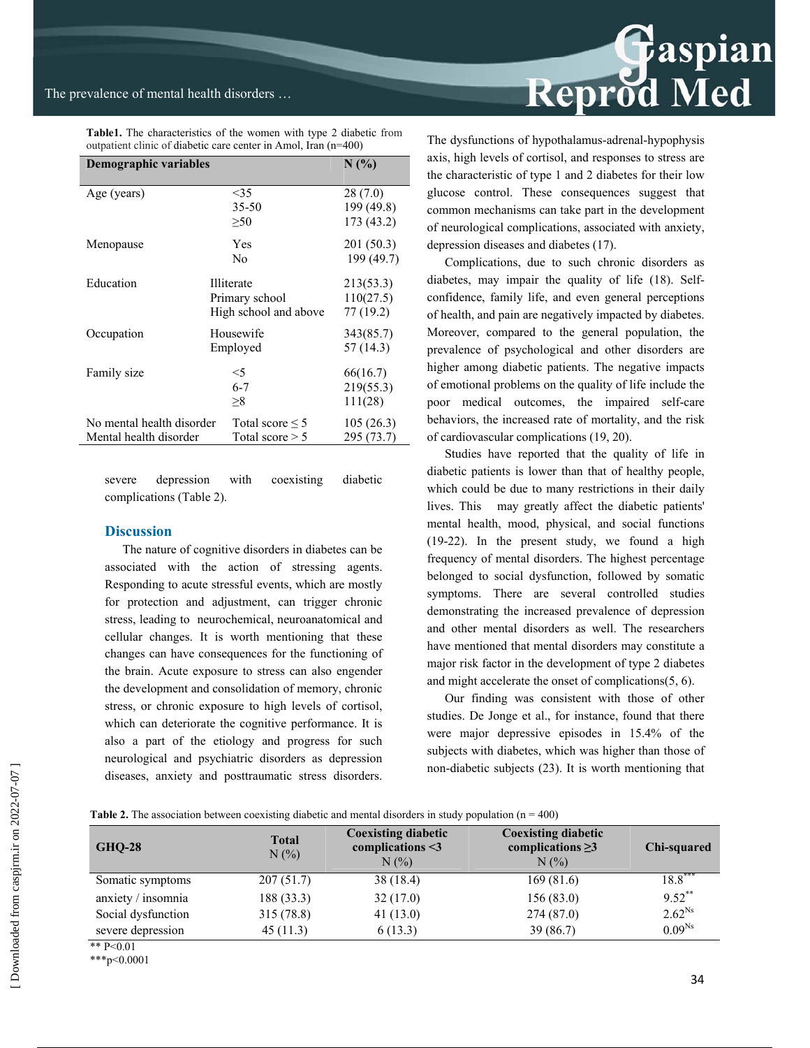**Table1.** The characteristics of the women with type 2 diabetic from outpatient clinic of diabetic care center in Amol, Iran (n=400)

| Demographic variables | | N (%) |
|---|---|---|
| Age (years) | <35 | 28 (7.0) |
| | 35-50 | 199 (49.8) |
| | ≥50 | 173 (43.2) |
| Menopause | Yes | 201 (50.3) |
| | No | 199 (49.7) |
| Education | Illiterate | 213(53.3) |
| | Primary school | 110(27.5) |
| | High school and above | 77 (19.2) |
| Occupation | Housewife | 343(85.7) |
| | Employed | 57 (14.3) |
| Family size | <5 | 66(16.7) |
| | 6-7 | 219(55.3) |
| | ≥8 | 111(28) |
| No mental health disorder | Total score ≤ 5 | 105 (26.3) |
| Mental health disorder | Total score > 5 | 295 (73.7) |

severe depression with coexisting diabetic complications (Table 2).

## Discussion

The nature of cognitive disorders in diabetes can be associated with the action of stressing agents. Responding to acute stressful events, which are mostly for protection and adjustment, can trigger chronic stress, leading to neurochemical, neuroanatomical and cellular changes. It is worth mentioning that these changes can have consequences for the functioning of the brain. Acute exposure to stress can also engender the development and consolidation of memory, chronic stress, or chronic exposure to high levels of cortisol, which can deteriorate the cognitive performance. It is also a part of the etiology and progress for such neurological and psychiatric disorders as depression diseases, anxiety and posttraumatic stress disorders. The dysfunctions of hypothalamus-adrenal-hypophysis axis, high levels of cortisol, and responses to stress are the characteristic of type 1 and 2 diabetes for their low glucose control. These consequences suggest that common mechanisms can take part in the development of neurological complications, associated with anxiety, depression diseases and diabetes (17).

Complications, due to such chronic disorders as diabetes, may impair the quality of life (18). Self-confidence, family life, and even general perceptions of health, and pain are negatively impacted by diabetes. Moreover, compared to the general population, the prevalence of psychological and other disorders are higher among diabetic patients. The negative impacts of emotional problems on the quality of life include the poor medical outcomes, the impaired self-care behaviors, the increased rate of mortality, and the risk of cardiovascular complications (19, 20).

Studies have reported that the quality of life in diabetic patients is lower than that of healthy people, which could be due to many restrictions in their daily lives. This may greatly affect the diabetic patients' mental health, mood, physical, and social functions (19-22). In the present study, we found a high frequency of mental disorders. The highest percentage belonged to social dysfunction, followed by somatic symptoms. There are several controlled studies demonstrating the increased prevalence of depression and other mental disorders as well. The researchers have mentioned that mental disorders may constitute a major risk factor in the development of type 2 diabetes and might accelerate the onset of complications(5, 6).

Our finding was consistent with those of other studies. De Jonge et al., for instance, found that there were major depressive episodes in 15.4% of the subjects with diabetes, which was higher than those of non-diabetic subjects (23). It is worth mentioning that

**Table 2.** The association between coexisting diabetic and mental disorders in study population (n = 400)

| GHQ-28 | Total N (%) | Coexisting diabetic complications <3 N (%) | Coexisting diabetic complications ≥3 N (%) | Chi-squared |
|---|---|---|---|---|
| Somatic symptoms | 207 (51.7) | 38 (18.4) | 169 (81.6) | 18.8*** |
| anxiety / insomnia | 188 (33.3) | 32 (17.0) | 156 (83.0) | 9.52** |
| Social dysfunction | 315 (78.8) | 41 (13.0) | 274 (87.0) | 2.62Ns |
| severe depression | 45 (11.3) | 6 (13.3) | 39 (86.7) | 0.09Ns |

** P<0.01

***p<0.0001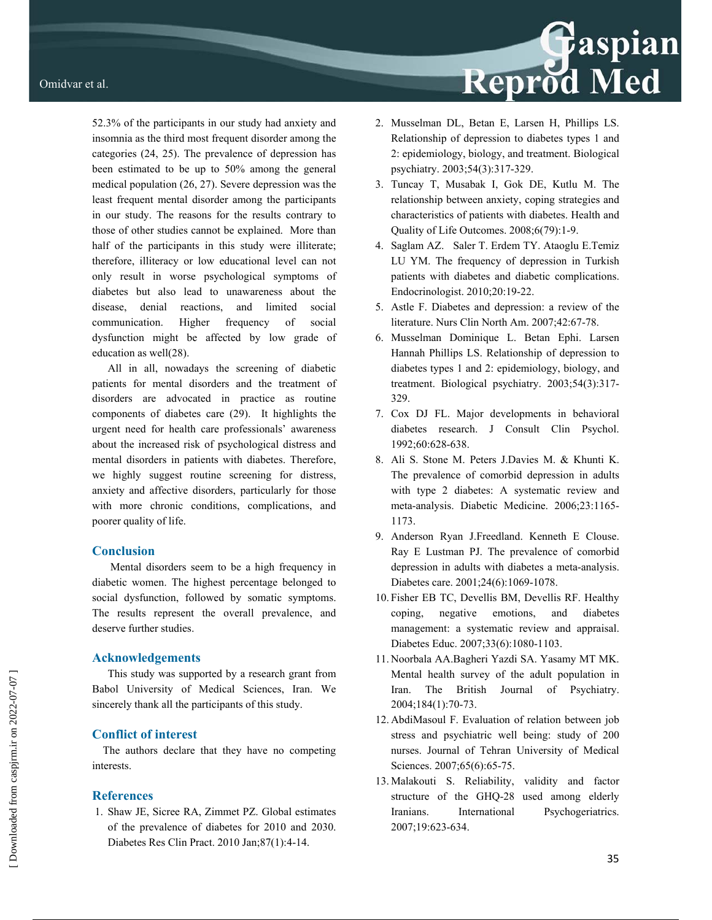52.3% of the participants in our study had anxiety and insomnia as the third most frequent disorder among the categories (24, 25). The prevalence of depression has been estimated to be up to 50% among the general medical population (26, 27). Severe depression was the least frequent mental disorder among the participants in our study. The reasons for the results contrary to those of other studies cannot be explained. More than half of the participants in this study were illiterate; therefore, illiteracy or low educational level can not only result in worse psychological symptoms of diabetes but also lead to unawareness about the disease, denial reactions, and limited social communication. Higher frequency of social dysfunction might be affected by low grade of education as well(28).

All in all, nowadays the screening of diabetic patients for mental disorders and the treatment of disorders are advocated in practice as routine components of diabetes care (29). It highlights the urgent need for health care professionals' awareness about the increased risk of psychological distress and mental disorders in patients with diabetes. Therefore, we highly suggest routine screening for distress, anxiety and affective disorders, particularly for those with more chronic conditions, complications, and poorer quality of life.

## Conclusion

Mental disorders seem to be a high frequency in diabetic women. The highest percentage belonged to social dysfunction, followed by somatic symptoms. The results represent the overall prevalence, and deserve further studies.

## Acknowledgements

This study was supported by a research grant from Babol University of Medical Sciences, Iran. We sincerely thank all the participants of this study.

## Conflict of interest

The authors declare that they have no competing interests.

## References

1. Shaw JE, Sicree RA, Zimmet PZ. Global estimates of the prevalence of diabetes for 2010 and 2030. Diabetes Res Clin Pract. 2010 Jan;87(1):4-14.
2. Musselman DL, Betan E, Larsen H, Phillips LS. Relationship of depression to diabetes types 1 and 2: epidemiology, biology, and treatment. Biological psychiatry. 2003;54(3):317-329.
3. Tuncay T, Musabak I, Gok DE, Kutlu M. The relationship between anxiety, coping strategies and characteristics of patients with diabetes. Health and Quality of Life Outcomes. 2008;6(79):1-9.
4. Saglam AZ. Saler T. Erdem TY. Ataoglu E.Temiz LU YM. The frequency of depression in Turkish patients with diabetes and diabetic complications. Endocrinologist. 2010;20:19-22.
5. Astle F. Diabetes and depression: a review of the literature. Nurs Clin North Am. 2007;42:67-78.
6. Musselman Dominique L. Betan Ephi. Larsen Hannah Phillips LS. Relationship of depression to diabetes types 1 and 2: epidemiology, biology, and treatment. Biological psychiatry. 2003;54(3):317-329.
7. Cox DJ FL. Major developments in behavioral diabetes research. J Consult Clin Psychol. 1992;60:628-638.
8. Ali S. Stone M. Peters J.Davies M. & Khunti K. The prevalence of comorbid depression in adults with type 2 diabetes: A systematic review and meta-analysis. Diabetic Medicine. 2006;23:1165-1173.
9. Anderson Ryan J.Freedland. Kenneth E Clouse. Ray E Lustman PJ. The prevalence of comorbid depression in adults with diabetes a meta-analysis. Diabetes care. 2001;24(6):1069-1078.
10. Fisher EB TC, Devellis BM, Devellis RF. Healthy coping, negative emotions, and diabetes management: a systematic review and appraisal. Diabetes Educ. 2007;33(6):1080-1103.
11. Noorbala AA.Bagheri Yazdi SA. Yasamy MT MK. Mental health survey of the adult population in Iran. The British Journal of Psychiatry. 2004;184(1):70-73.
12. AbdiMasoul F. Evaluation of relation between job stress and psychiatric well being: study of 200 nurses. Journal of Tehran University of Medical Sciences. 2007;65(6):65-75.
13. Malakouti S. Reliability, validity and factor structure of the GHQ-28 used among elderly Iranians. International Psychogeriatrics. 2007;19:623-634.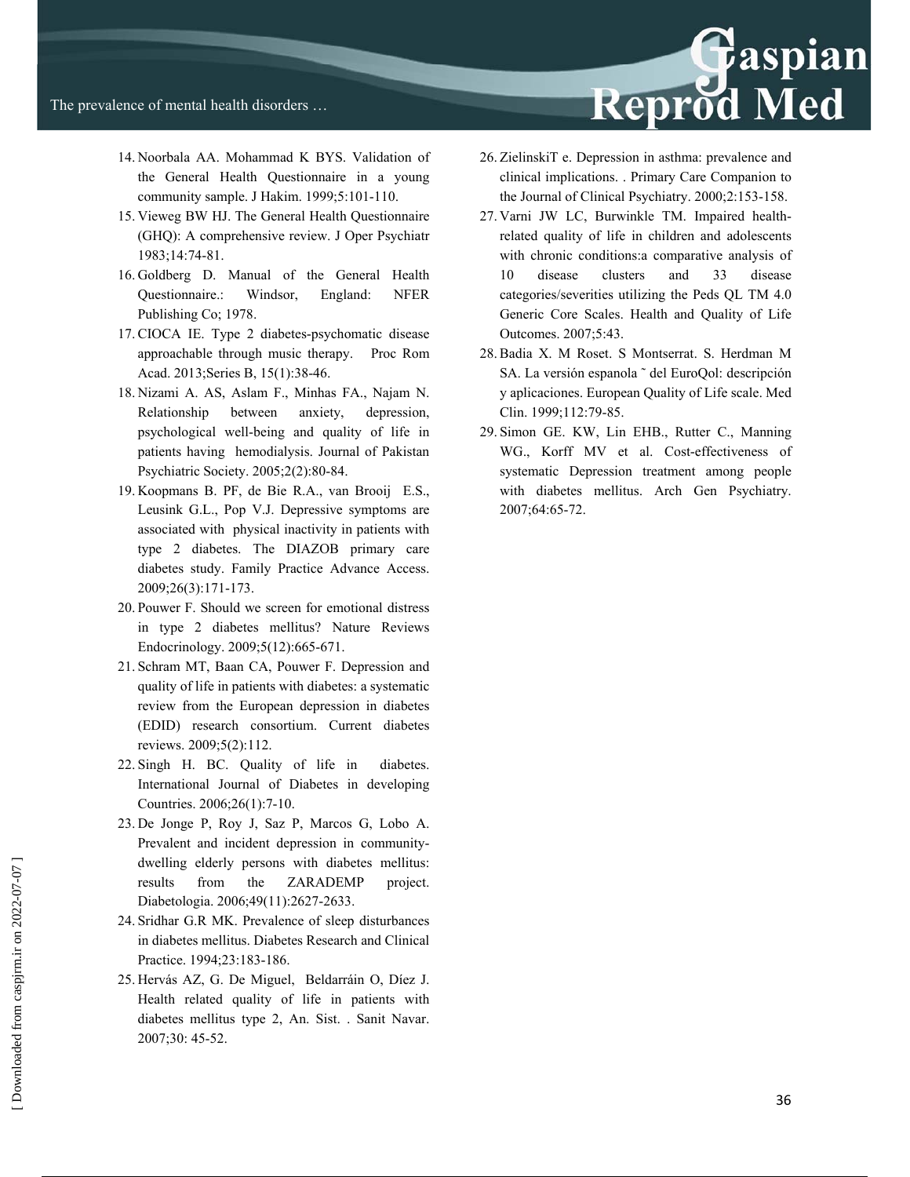14. Noorbala AA. Mohammad K BYS. Validation of the General Health Questionnaire in a young community sample. J Hakim. 1999;5:101-110.
15. Vieweg BW HJ. The General Health Questionnaire (GHQ): A comprehensive review. J Oper Psychiatr 1983;14:74-81.
16. Goldberg D. Manual of the General Health Questionnaire.: Windsor, England: NFER Publishing Co; 1978.
17. CIOCA IE. Type 2 diabetes-psychomatic disease approachable through music therapy. Proc Rom Acad. 2013;Series B, 15(1):38-46.
18. Nizami A. AS, Aslam F., Minhas FA., Najam N. Relationship between anxiety, depression, psychological well-being and quality of life in patients having hemodialysis. Journal of Pakistan Psychiatric Society. 2005;2(2):80-84.
19. Koopmans B. PF, de Bie R.A., van Brooij E.S., Leusink G.L., Pop V.J. Depressive symptoms are associated with physical inactivity in patients with type 2 diabetes. The DIAZOB primary care diabetes study. Family Practice Advance Access. 2009;26(3):171-173.
20. Pouwer F. Should we screen for emotional distress in type 2 diabetes mellitus? Nature Reviews Endocrinology. 2009;5(12):665-671.
21. Schram MT, Baan CA, Pouwer F. Depression and quality of life in patients with diabetes: a systematic review from the European depression in diabetes (EDID) research consortium. Current diabetes reviews. 2009;5(2):112.
22. Singh H. BC. Quality of life in diabetes. International Journal of Diabetes in developing Countries. 2006;26(1):7-10.
23. De Jonge P, Roy J, Saz P, Marcos G, Lobo A. Prevalent and incident depression in community-dwelling elderly persons with diabetes mellitus: results from the ZARADEMP project. Diabetologia. 2006;49(11):2627-2633.
24. Sridhar G.R MK. Prevalence of sleep disturbances in diabetes mellitus. Diabetes Research and Clinical Practice. 1994;23:183-186.
25. Hervás AZ, G. De Miguel, Beldarráin O, Díez J. Health related quality of life in patients with diabetes mellitus type 2, An. Sist. . Sanit Navar. 2007;30: 45-52.
26. ZielinskiT e. Depression in asthma: prevalence and clinical implications. . Primary Care Companion to the Journal of Clinical Psychiatry. 2000;2:153-158.
27. Varni JW LC, Burwinkle TM. Impaired health-related quality of life in children and adolescents with chronic conditions:a comparative analysis of 10 disease clusters and 33 disease categories/severities utilizing the Peds QL TM 4.0 Generic Core Scales. Health and Quality of Life Outcomes. 2007;5:43.
28. Badia X. M Roset. S Montserrat. S. Herdman M SA. La versión espanola ˜ del EuroQol: descripción y aplicaciones. European Quality of Life scale. Med Clin. 1999;112:79-85.
29. Simon GE. KW, Lin EHB., Rutter C., Manning WG., Korff MV et al. Cost-effectiveness of systematic Depression treatment among people with diabetes mellitus. Arch Gen Psychiatry. 2007;64:65-72.